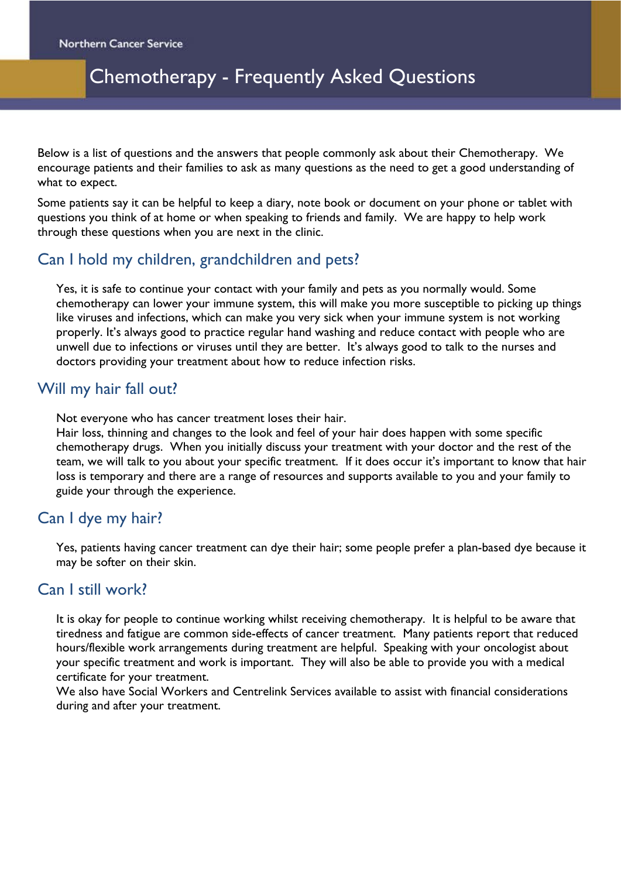Northern Cancer Service

# Chemotherapy - Frequently Asked Questions

Below is a list of questions and the answers that people commonly ask about their Chemotherapy. We encourage patients and their families to ask as many questions as the need to get a good understanding of what to expect.

Some patients say it can be helpful to keep a diary, note book or document on your phone or tablet with questions you think of at home or when speaking to friends and family. We are happy to help work through these questions when you are next in the clinic.

## Can I hold my children, grandchildren and pets?

Yes, it is safe to continue your contact with your family and pets as you normally would. Some chemotherapy can lower your immune system, this will make you more susceptible to picking up things like viruses and infections, which can make you very sick when your immune system is not working properly. It's always good to practice regular hand washing and reduce contact with people who are unwell due to infections or viruses until they are better. It's always good to talk to the nurses and doctors providing your treatment about how to reduce infection risks.

## Will my hair fall out?

Not everyone who has cancer treatment loses their hair.
Hair loss, thinning and changes to the look and feel of your hair does happen with some specific chemotherapy drugs. When you initially discuss your treatment with your doctor and the rest of the team, we will talk to you about your specific treatment. If it does occur it's important to know that hair loss is temporary and there are a range of resources and supports available to you and your family to guide your through the experience.

## Can I dye my hair?

Yes, patients having cancer treatment can dye their hair; some people prefer a plan-based dye because it may be softer on their skin.

## Can I still work?

It is okay for people to continue working whilst receiving chemotherapy. It is helpful to be aware that tiredness and fatigue are common side-effects of cancer treatment. Many patients report that reduced hours/flexible work arrangements during treatment are helpful. Speaking with your oncologist about your specific treatment and work is important. They will also be able to provide you with a medical certificate for your treatment.
We also have Social Workers and Centrelink Services available to assist with financial considerations during and after your treatment.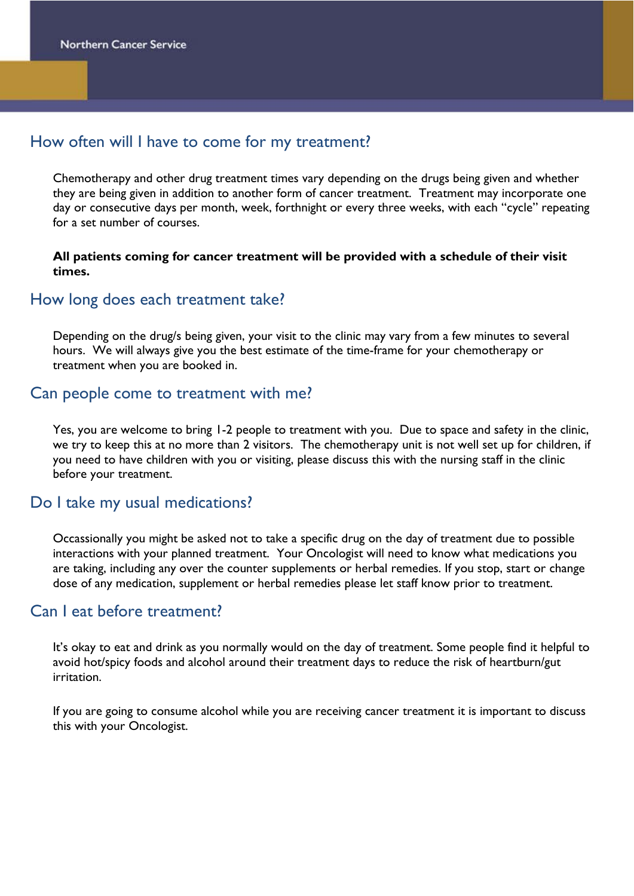## How often will I have to come for my treatment?

Chemotherapy and other drug treatment times vary depending on the drugs being given and whether they are being given in addition to another form of cancer treatment. Treatment may incorporate one day or consecutive days per month, week, fortnight or every three weeks, with each "cycle" repeating for a set number of courses.

**All patients coming for cancer treatment will be provided with a schedule of their visit times.**

## How long does each treatment take?

Depending on the drug/s being given, your visit to the clinic may vary from a few minutes to several hours. We will always give you the best estimate of the time-frame for your chemotherapy or treatment when you are booked in.

## Can people come to treatment with me?

Yes, you are welcome to bring 1-2 people to treatment with you. Due to space and safety in the clinic, we try to keep this at no more than 2 visitors. The chemotherapy unit is not well set up for children, if you need to have children with you or visiting, please discuss this with the nursing staff in the clinic before your treatment.

## Do I take my usual medications?

Occassionally you might be asked not to take a specific drug on the day of treatment due to possible interactions with your planned treatment. Your Oncologist will need to know what medications you are taking, including any over the counter supplements or herbal remedies. If you stop, start or change dose of any medication, supplement or herbal remedies please let staff know prior to treatment.

## Can I eat before treatment?

It's okay to eat and drink as you normally would on the day of treatment. Some people find it helpful to avoid hot/spicy foods and alcohol around their treatment days to reduce the risk of heartburn/gut irritation.

If you are going to consume alcohol while you are receiving cancer treatment it is important to discuss this with your Oncologist.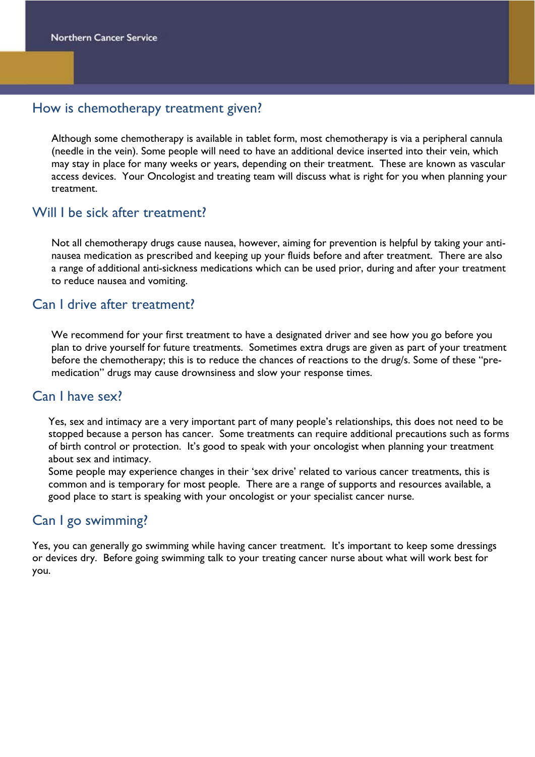## How is chemotherapy treatment given?

Although some chemotherapy is available in tablet form, most chemotherapy is via a peripheral cannula (needle in the vein). Some people will need to have an additional device inserted into their vein, which may stay in place for many weeks or years, depending on their treatment. These are known as vascular access devices. Your Oncologist and treating team will discuss what is right for you when planning your treatment.

## Will I be sick after treatment?

Not all chemotherapy drugs cause nausea, however, aiming for prevention is helpful by taking your anti-nausea medication as prescribed and keeping up your fluids before and after treatment. There are also a range of additional anti-sickness medications which can be used prior, during and after your treatment to reduce nausea and vomiting.

## Can I drive after treatment?

We recommend for your first treatment to have a designated driver and see how you go before you plan to drive yourself for future treatments. Sometimes extra drugs are given as part of your treatment before the chemotherapy; this is to reduce the chances of reactions to the drug/s. Some of these "pre-medication" drugs may cause drownsiness and slow your response times.

## Can I have sex?

Yes, sex and intimacy are a very important part of many people's relationships, this does not need to be stopped because a person has cancer. Some treatments can require additional precautions such as forms of birth control or protection. It's good to speak with your oncologist when planning your treatment about sex and intimacy.
Some people may experience changes in their 'sex drive' related to various cancer treatments, this is common and is temporary for most people. There are a range of supports and resources available, a good place to start is speaking with your oncologist or your specialist cancer nurse.

## Can I go swimming?

Yes, you can generally go swimming while having cancer treatment. It's important to keep some dressings or devices dry. Before going swimming talk to your treating cancer nurse about what will work best for you.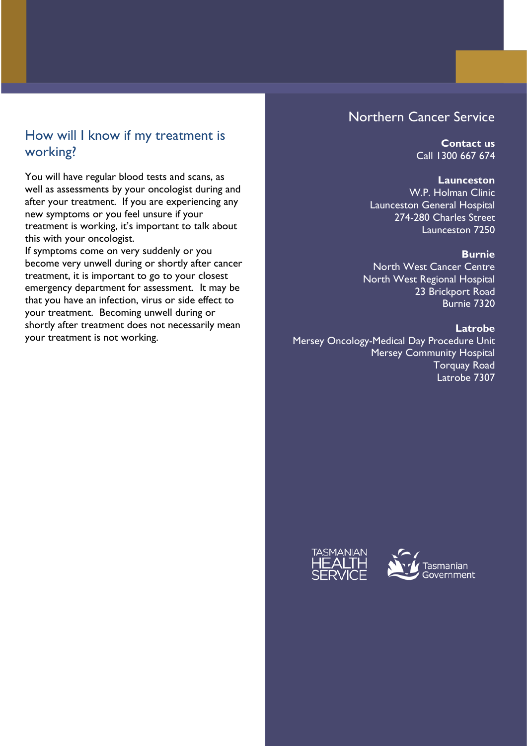## How will I know if my treatment is working?

You will have regular blood tests and scans, as well as assessments by your oncologist during and after your treatment. If you are experiencing any new symptoms or you feel unsure if your treatment is working, it's important to talk about this with your oncologist.

If symptoms come on very suddenly or you become very unwell during or shortly after cancer treatment, it is important to go to your closest emergency department for assessment. It may be that you have an infection, virus or side effect to your treatment. Becoming unwell during or shortly after treatment does not necessarily mean your treatment is not working.

## Northern Cancer Service

**Contact us**
Call 1300 667 674

**Launceston**
W.P. Holman Clinic
Launceston General Hospital
274-280 Charles Street
Launceston 7250

**Burnie**
North West Cancer Centre
North West Regional Hospital
23 Brickport Road
Burnie 7320

**Latrobe**
Mersey Oncology-Medical Day Procedure Unit
Mersey Community Hospital
Torquay Road
Latrobe 7307

TASMANIAN HEALTH SERVICE

Tasmanian Government